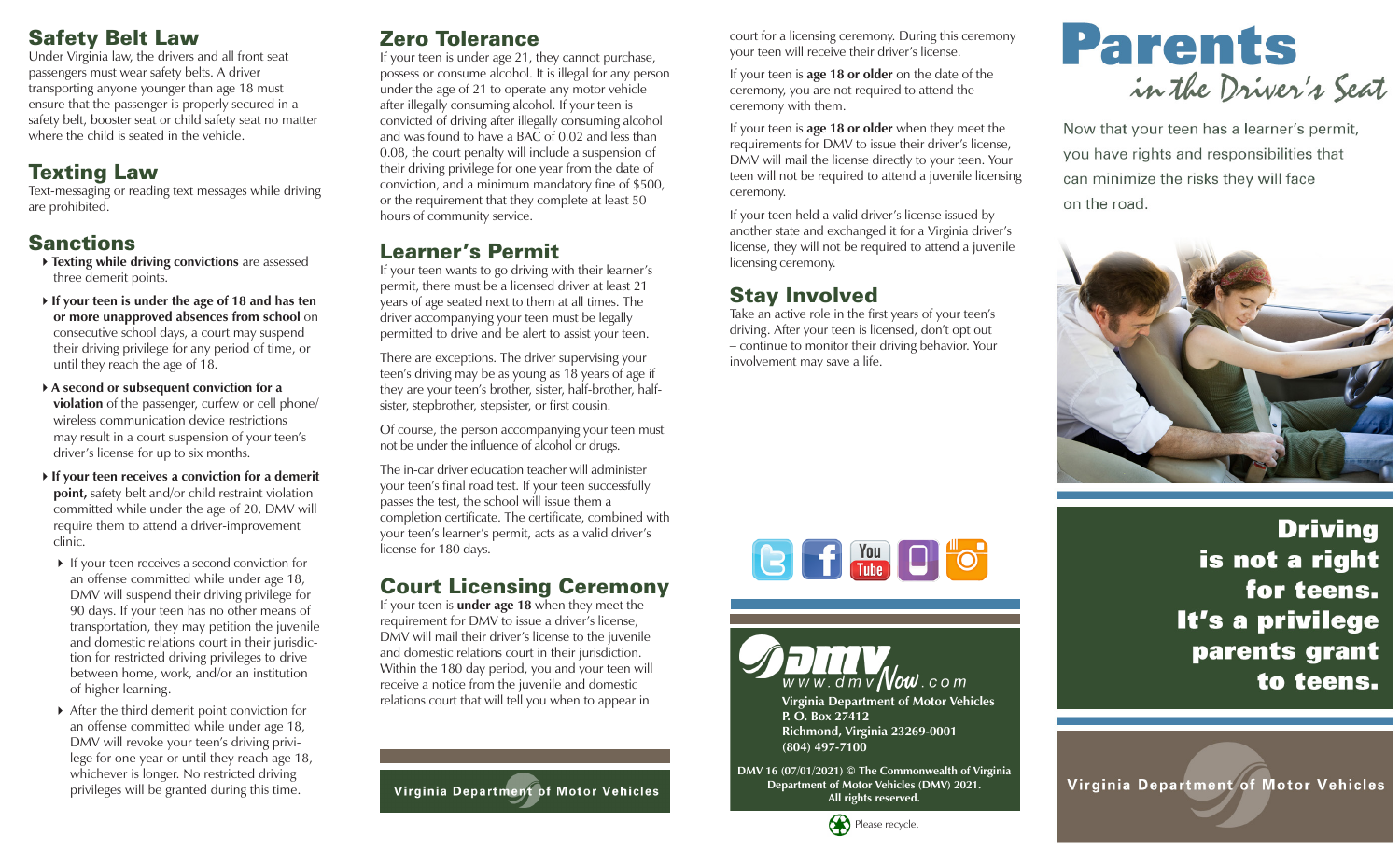## Safety Belt Law

Under Virginia law, the drivers and all front seat passengers must wear safety belts. A driver transporting anyone younger than age 18 must ensure that the passenger is properly secured in a safety belt, booster seat or child safety seat no matter where the child is seated in the vehicle.

## Texting Law

Text-messaging or reading text messages while driving are prohibited.

## Sanctions

- **Texting while driving convictions** are assessed three demerit points.
- **If your teen is under the age of 18 and has ten or more unapproved absences from school** on consecutive school days, a court may suspend their driving privilege for any period of time, or until they reach the age of 18.
- **A second or subsequent conviction for a violation** of the passenger, curfew or cell phone/ wireless communication device restrictions may result in a court suspension of your teen's driver's license for up to six months.
- **If your teen receives a conviction for a demerit point,** safety belt and/or child restraint violation committed while under the age of 20, DMV will require them to attend a driver-improvement clinic.
  - If your teen receives a second conviction for an offense committed while under age 18, DMV will suspend their driving privilege for 90 days. If your teen has no other means of transportation, they may petition the juvenile and domestic relations court in their jurisdiction for restricted driving privileges to drive between home, work, and/or an institution of higher learning.
  - After the third demerit point conviction for an offense committed while under age 18, DMV will revoke your teen's driving privilege for one year or until they reach age 18, whichever is longer. No restricted driving privileges will be granted during this time.

## Zero Tolerance

If your teen is under age 21, they cannot purchase, possess or consume alcohol. It is illegal for any person under the age of 21 to operate any motor vehicle after illegally consuming alcohol. If your teen is convicted of driving after illegally consuming alcohol and was found to have a BAC of 0.02 and less than 0.08, the court penalty will include a suspension of their driving privilege for one year from the date of conviction, and a minimum mandatory fine of $500, or the requirement that they complete at least 50 hours of community service.

## Learner's Permit

If your teen wants to go driving with their learner's permit, there must be a licensed driver at least 21 years of age seated next to them at all times. The driver accompanying your teen must be legally permitted to drive and be alert to assist your teen.

There are exceptions. The driver supervising your teen's driving may be as young as 18 years of age if they are your teen's brother, sister, half-brother, half-sister, stepbrother, stepsister, or first cousin.

Of course, the person accompanying your teen must not be under the influence of alcohol or drugs.

The in-car driver education teacher will administer your teen's final road test. If your teen successfully passes the test, the school will issue them a completion certificate. The certificate, combined with your teen's learner's permit, acts as a valid driver's license for 180 days.

## Court Licensing Ceremony

If your teen is **under age 18** when they meet the requirement for DMV to issue a driver's license, DMV will mail their driver's license to the juvenile and domestic relations court in their jurisdiction. Within the 180 day period, you and your teen will receive a notice from the juvenile and domestic relations court that will tell you when to appear in court for a licensing ceremony. During this ceremony your teen will receive their driver's license.

If your teen is **age 18 or older** on the date of the ceremony, you are not required to attend the ceremony with them.

If your teen is **age 18 or older** when they meet the requirements for DMV to issue their driver's license, DMV will mail the license directly to your teen. Your teen will not be required to attend a juvenile licensing ceremony.

If your teen held a valid driver's license issued by another state and exchanged it for a Virginia driver's license, they will not be required to attend a juvenile licensing ceremony.

## Stay Involved

Take an active role in the first years of your teen's driving. After your teen is licensed, don't opt out – continue to monitor their driving behavior. Your involvement may save a life.

Virginia Department of Motor Vehicles

www.dmvNow.com

**Virginia Department of Motor Vehicles**
**P. O. Box 27412**
**Richmond, Virginia 23269-0001**
**(804) 497-7100**

**DMV 16 (07/01/2021) © The Commonwealth of Virginia Department of Motor Vehicles (DMV) 2021. All rights reserved.**

Please recycle.

# Parents *in the Driver's Seat*

Now that your teen has a learner's permit, you have rights and responsibilities that can minimize the risks they will face on the road.

**Driving is not a right for teens. It's a privilege parents grant to teens.**

Virginia Department of Motor Vehicles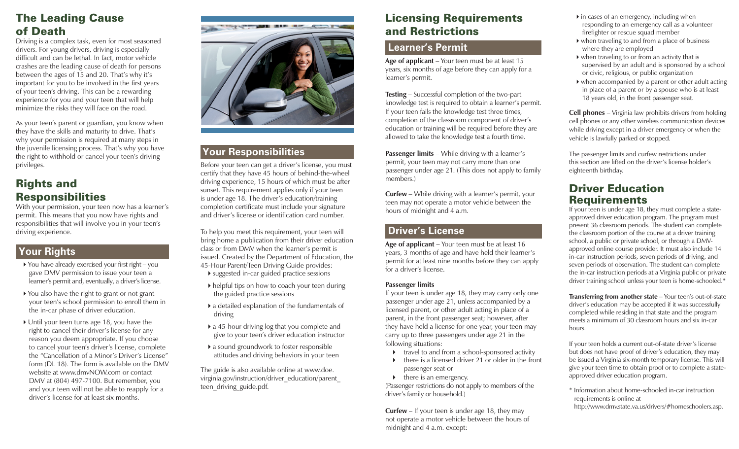## The Leading Cause of Death

Driving is a complex task, even for most seasoned drivers. For young drivers, driving is especially difficult and can be lethal. In fact, motor vehicle crashes are the leading cause of death for persons between the ages of 15 and 20. That's why it's important for you to be involved in the first years of your teen's driving. This can be a rewarding experience for you and your teen that will help minimize the risks they will face on the road.

As your teen's parent or guardian, you know when they have the skills and maturity to drive. That's why your permission is required at many steps in the juvenile licensing process. That's why you have the right to withhold or cancel your teen's driving privileges.

## Rights and Responsibilities

With your permission, your teen now has a learner's permit. This means that you now have rights and responsibilities that will involve you in your teen's driving experience.

### Your Rights

- You have already exercised your first right – you gave DMV permission to issue your teen a learner's permit and, eventually, a driver's license.
- You also have the right to grant or not grant your teen's school permission to enroll them in the in-car phase of driver education.
- Until your teen turns age 18, you have the right to cancel their driver's license for any reason you deem appropriate. If you choose to cancel your teen's driver's license, complete the "Cancellation of a Minor's Driver's License" form (DL 18). The form is available on the DMV website at www.dmvNOW.com or contact DMV at (804) 497-7100. But remember, you and your teen will not be able to reapply for a driver's license for at least six months.

### Your Responsibilities

Before your teen can get a driver's license, you must certify that they have 45 hours of behind-the-wheel driving experience, 15 hours of which must be after sunset. This requirement applies only if your teen is under age 18. The driver's education/training completion certificate must include your signature and driver's license or identification card number.

To help you meet this requirement, your teen will bring home a publication from their driver education class or from DMV when the learner's permit is issued. Created by the Department of Education, the 45-Hour Parent/Teen Driving Guide provides:

- suggested in-car guided practice sessions
- helpful tips on how to coach your teen during the guided practice sessions
- a detailed explanation of the fundamentals of driving
- a 45-hour driving log that you complete and give to your teen's driver education instructor
- a sound groundwork to foster responsible attitudes and driving behaviors in your teen

The guide is also available online at www.doe.virginia.gov/instruction/driver_education/parent_teen_driving_guide.pdf.

## Licensing Requirements and Restrictions

### Learner's Permit

**Age of applicant** – Your teen must be at least 15 years, six months of age before they can apply for a learner's permit.

**Testing** – Successful completion of the two-part knowledge test is required to obtain a learner's permit. If your teen fails the knowledge test three times, completion of the classroom component of driver's education or training will be required before they are allowed to take the knowledge test a fourth time.

**Passenger limits** – While driving with a learner's permit, your teen may not carry more than one passenger under age 21. (This does not apply to family members.)

**Curfew** – While driving with a learner's permit, your teen may not operate a motor vehicle between the hours of midnight and 4 a.m.

### Driver's License

**Age of applicant** – Your teen must be at least 16 years, 3 months of age and have held their learner's permit for at least nine months before they can apply for a driver's license.

**Passenger limits**

If your teen is under age 18, they may carry only one passenger under age 21, unless accompanied by a licensed parent, or other adult acting in place of a parent, in the front passenger seat; however, after they have held a license for one year, your teen may carry up to three passengers under age 21 in the following situations:

- travel to and from a school-sponsored activity
- there is a licensed driver 21 or older in the front passenger seat or
- there is an emergency.

(Passenger restrictions do not apply to members of the driver's family or household.)

**Curfew** – If your teen is under age 18, they may not operate a motor vehicle between the hours of midnight and 4 a.m. except:

- in cases of an emergency, including when responding to an emergency call as a volunteer firefighter or rescue squad member
- when traveling to and from a place of business where they are employed
- when traveling to or from an activity that is supervised by an adult and is sponsored by a school or civic, religious, or public organization
- when accompanied by a parent or other adult acting in place of a parent or by a spouse who is at least 18 years old, in the front passenger seat.

**Cell phones** – Virginia law prohibits drivers from holding cell phones or any other wireless communication devices while driving except in a driver emergency or when the vehicle is lawfully parked or stopped.

The passenger limits and curfew restrictions under this section are lifted on the driver's license holder's eighteenth birthday.

## Driver Education Requirements

If your teen is under age 18, they must complete a state-approved driver education program. The program must present 36 classroom periods. The student can complete the classroom portion of the course at a driver training school, a public or private school, or through a DMV-approved online course provider. It must also include 14 in-car instruction periods, seven periods of driving, and seven periods of observation. The student can complete the in-car instruction periods at a Virginia public or private driver training school unless your teen is home-schooled.*

**Transferring from another state** – Your teen's out-of-state driver's education may be accepted if it was successfully completed while residing in that state and the program meets a minimum of 30 classroom hours and six in-car hours.

If your teen holds a current out-of-state driver's license but does not have proof of driver's education, they may be issued a Virginia six-month temporary license. This will give your teen time to obtain proof or to complete a state-approved driver education program.

\* Information about home-schooled in-car instruction requirements is online at http://www.dmv.state.va.us/drivers/#homeschoolers.asp.